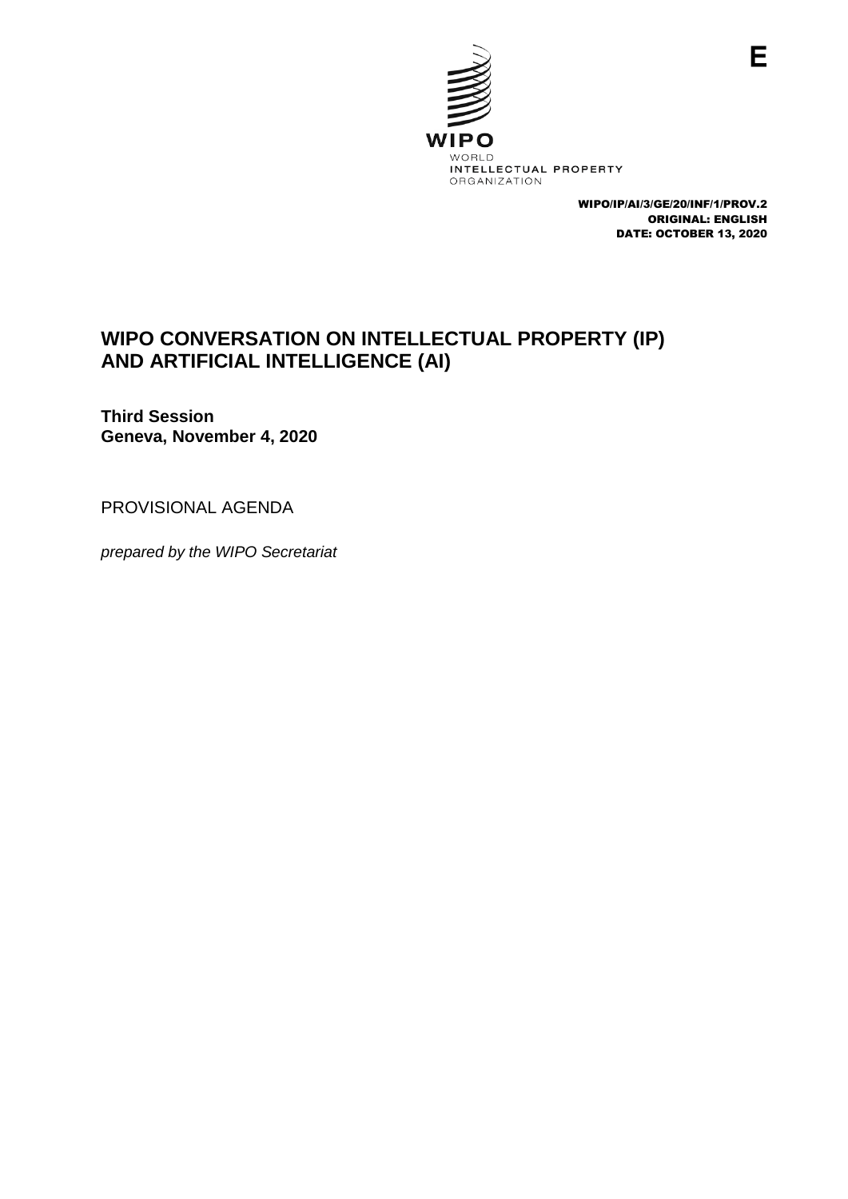E

WIPO

WORLD
INTELLECTUAL PROPERTY
ORGANIZATION

WIPO/IP/AI/3/GE/20/INF/1/PROV.2
ORIGINAL: ENGLISH
DATE: OCTOBER 13, 2020

# WIPO CONVERSATION ON INTELLECTUAL PROPERTY (IP) AND ARTIFICIAL INTELLIGENCE (AI)

**Third Session**
**Geneva, November 4, 2020**

PROVISIONAL AGENDA

*prepared by the WIPO Secretariat*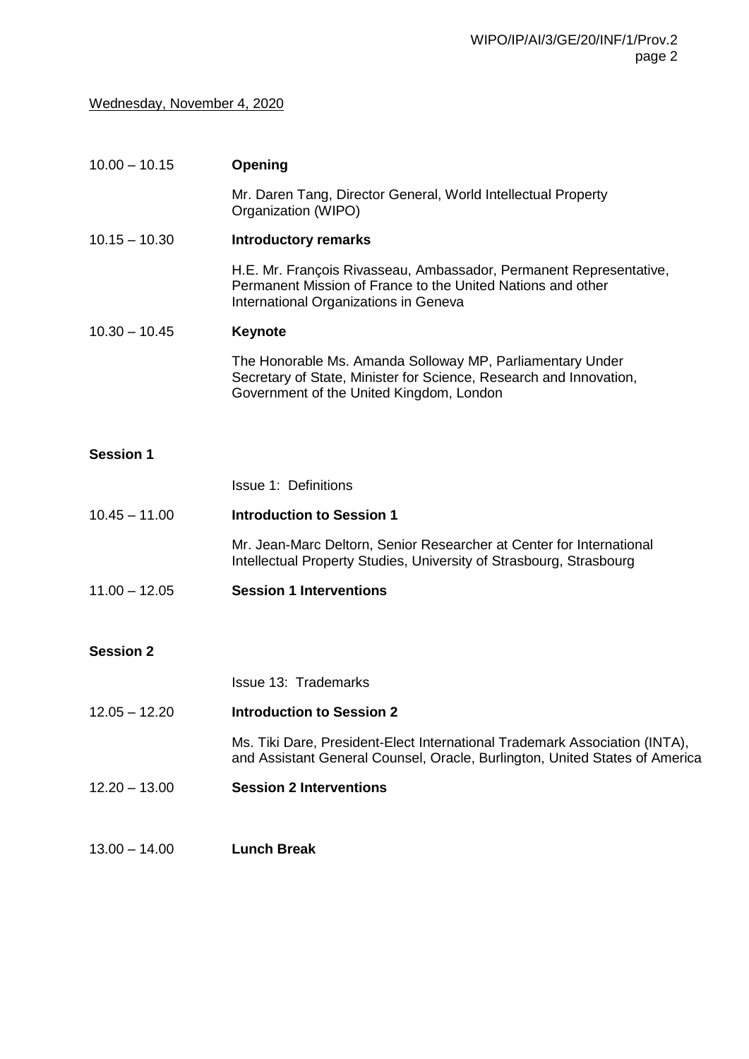Wednesday, November 4, 2020

10.00 – 10.15 **Opening**

Mr. Daren Tang, Director General, World Intellectual Property Organization (WIPO)

10.15 – 10.30 **Introductory remarks**

H.E. Mr. François Rivasseau, Ambassador, Permanent Representative, Permanent Mission of France to the United Nations and other International Organizations in Geneva

10.30 – 10.45 **Keynote**

The Honorable Ms. Amanda Solloway MP, Parliamentary Under Secretary of State, Minister for Science, Research and Innovation, Government of the United Kingdom, London

**Session 1**

Issue 1: Definitions

10.45 – 11.00 **Introduction to Session 1**

Mr. Jean-Marc Deltorn, Senior Researcher at Center for International Intellectual Property Studies, University of Strasbourg, Strasbourg

11.00 – 12.05 **Session 1 Interventions**

**Session 2**

Issue 13: Trademarks

12.05 – 12.20 **Introduction to Session 2**

Ms. Tiki Dare, President-Elect International Trademark Association (INTA), and Assistant General Counsel, Oracle, Burlington, United States of America

12.20 – 13.00 **Session 2 Interventions**

13.00 – 14.00 **Lunch Break**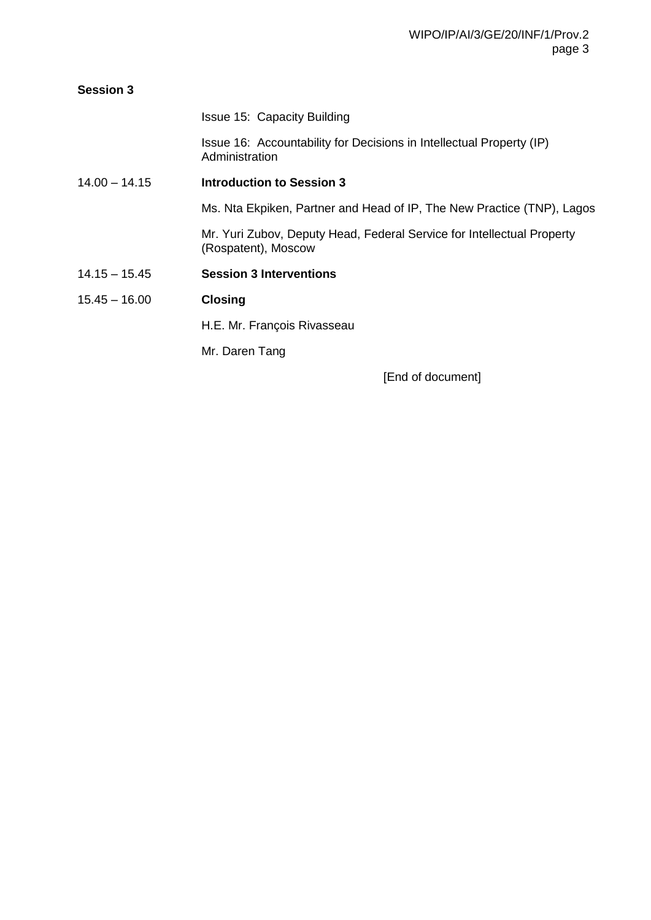**Session 3**

Issue 15: Capacity Building

Issue 16: Accountability for Decisions in Intellectual Property (IP) Administration

14.00 – 14.15 **Introduction to Session 3**

Ms. Nta Ekpiken, Partner and Head of IP, The New Practice (TNP), Lagos

Mr. Yuri Zubov, Deputy Head, Federal Service for Intellectual Property (Rospatent), Moscow

14.15 – 15.45 **Session 3 Interventions**

15.45 – 16.00 **Closing**

H.E. Mr. François Rivasseau

Mr. Daren Tang

[End of document]